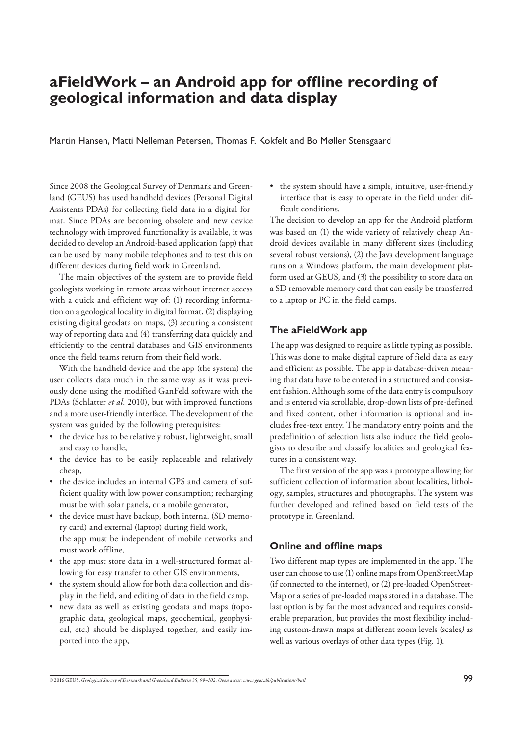# aFieldWork – an Android app for offline recording of geological information and data display

Martin Hansen, Matti Nelleman Petersen, Thomas F. Kokfelt and Bo Møller Stensgaard

Since 2008 the Geological Survey of Denmark and Greenland (GEUS) has used handheld devices (Personal Digital Assistents PDAs) for collecting field data in a digital format. Since PDAs are becoming obsolete and new device technology with improved functionality is available, it was decided to develop an Android-based application (app) that can be used by many mobile telephones and to test this on different devices during field work in Greenland.

The main objectives of the system are to provide field geologists working in remote areas without internet access with a quick and efficient way of: (1) recording information on a geological locality in digital format, (2) displaying existing digital geodata on maps, (3) securing a consistent way of reporting data and (4) transferring data quickly and efficiently to the central databases and GIS environments once the field teams return from their field work.

With the handheld device and the app (the system) the user collects data much in the same way as it was previously done using the modified GanFeld software with the PDAs (Schlatter *et al.* 2010), but with improved functions and a more user-friendly interface. The development of the system was guided by the following prerequisites:

- the device has to be relatively robust, lightweight, small and easy to handle,
- the device has to be easily replaceable and relatively cheap,
- the device includes an internal GPS and camera of sufficient quality with low power consumption; recharging must be with solar panels, or a mobile generator,
- the device must have backup, both internal (SD memory card) and external (laptop) during field work, the app must be independent of mobile networks and must work offline,
- the app must store data in a well-structured format allowing for easy transfer to other GIS environments,
- the system should allow for both data collection and display in the field, and editing of data in the field camp,
- new data as well as existing geodata and maps (topographic data, geological maps, geochemical, geophysical, etc.) should be displayed together, and easily imported into the app,
- the system should have a simple, intuitive, user-friendly interface that is easy to operate in the field under difficult conditions.

The decision to develop an app for the Android platform was based on (1) the wide variety of relatively cheap Android devices available in many different sizes (including several robust versions), (2) the Java development language runs on a Windows platform, the main development platform used at GEUS, and (3) the possibility to store data on a SD removable memory card that can easily be transferred to a laptop or PC in the field camps.

## The aFieldWork app

The app was designed to require as little typing as possible. This was done to make digital capture of field data as easy and efficient as possible. The app is database-driven meaning that data have to be entered in a structured and consistent fashion. Although some of the data entry is compulsory and is entered via scrollable, drop-down lists of pre-defined and fixed content, other information is optional and includes free-text entry. The mandatory entry points and the predefinition of selection lists also induce the field geologists to describe and classify localities and geological features in a consistent way.

The first version of the app was a prototype allowing for sufficient collection of information about localities, lithology, samples, structures and photographs. The system was further developed and refined based on field tests of the prototype in Greenland.

## Online and offline maps

Two different map types are implemented in the app. The user can choose to use (1) online maps from OpenStreetMap (if connected to the internet), or (2) pre-loaded OpenStreetMap or a series of pre-loaded maps stored in a database. The last option is by far the most advanced and requires considerable preparation, but provides the most flexibility including custom-drawn maps at different zoom levels (scales) as well as various overlays of other data types (Fig. 1).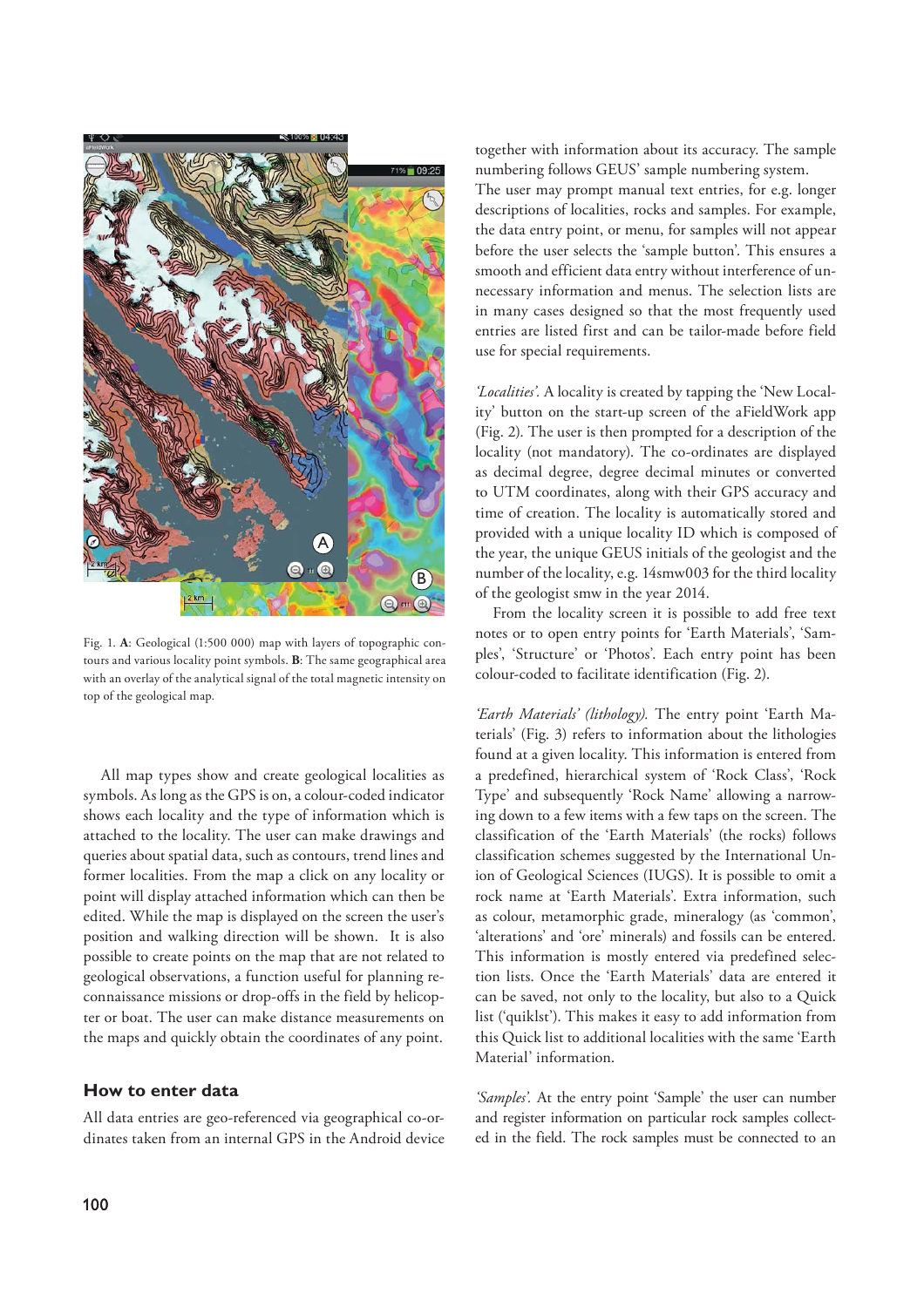Fig. 1. **A**: Geological (1:500 000) map with layers of topographic contours and various locality point symbols. **B**: The same geographical area with an overlay of the analytical signal of the total magnetic intensity on top of the geological map.

All map types show and create geological localities as symbols. As long as the GPS is on, a colour-coded indicator shows each locality and the type of information which is attached to the locality. The user can make drawings and queries about spatial data, such as contours, trend lines and former localities. From the map a click on any locality or point will display attached information which can then be edited. While the map is displayed on the screen the user's position and walking direction will be shown. It is also possible to create points on the map that are not related to geological observations, a function useful for planning reconnaissance missions or drop-offs in the field by helicopter or boat. The user can make distance measurements on the maps and quickly obtain the coordinates of any point.

## How to enter data

All data entries are geo-referenced via geographical co-ordinates taken from an internal GPS in the Android device together with information about its accuracy. The sample numbering follows GEUS' sample numbering system.

The user may prompt manual text entries, for e.g. longer descriptions of localities, rocks and samples. For example, the data entry point, or menu, for samples will not appear before the user selects the 'sample button'. This ensures a smooth and efficient data entry without interference of unnecessary information and menus. The selection lists are in many cases designed so that the most frequently used entries are listed first and can be tailor-made before field use for special requirements.

*'Localities'.* A locality is created by tapping the 'New Locality' button on the start-up screen of the aFieldWork app (Fig. 2). The user is then prompted for a description of the locality (not mandatory). The co-ordinates are displayed as decimal degree, degree decimal minutes or converted to UTM coordinates, along with their GPS accuracy and time of creation. The locality is automatically stored and provided with a unique locality ID which is composed of the year, the unique GEUS initials of the geologist and the number of the locality, e.g. 14smw003 for the third locality of the geologist smw in the year 2014.

From the locality screen it is possible to add free text notes or to open entry points for 'Earth Materials', 'Samples', 'Structure' or 'Photos'. Each entry point has been colour-coded to facilitate identification (Fig. 2).

*'Earth Materials' (lithology).* The entry point 'Earth Materials' (Fig. 3) refers to information about the lithologies found at a given locality. This information is entered from a predefined, hierarchical system of 'Rock Class', 'Rock Type' and subsequently 'Rock Name' allowing a narrowing down to a few items with a few taps on the screen. The classification of the 'Earth Materials' (the rocks) follows classification schemes suggested by the International Union of Geological Sciences (IUGS). It is possible to omit a rock name at 'Earth Materials'. Extra information, such as colour, metamorphic grade, mineralogy (as 'common', 'alterations' and 'ore' minerals) and fossils can be entered. This information is mostly entered via predefined selection lists. Once the 'Earth Materials' data are entered it can be saved, not only to the locality, but also to a Quick list ('quiklst'). This makes it easy to add information from this Quick list to additional localities with the same 'Earth Material' information.

*'Samples'.* At the entry point 'Sample' the user can number and register information on particular rock samples collected in the field. The rock samples must be connected to an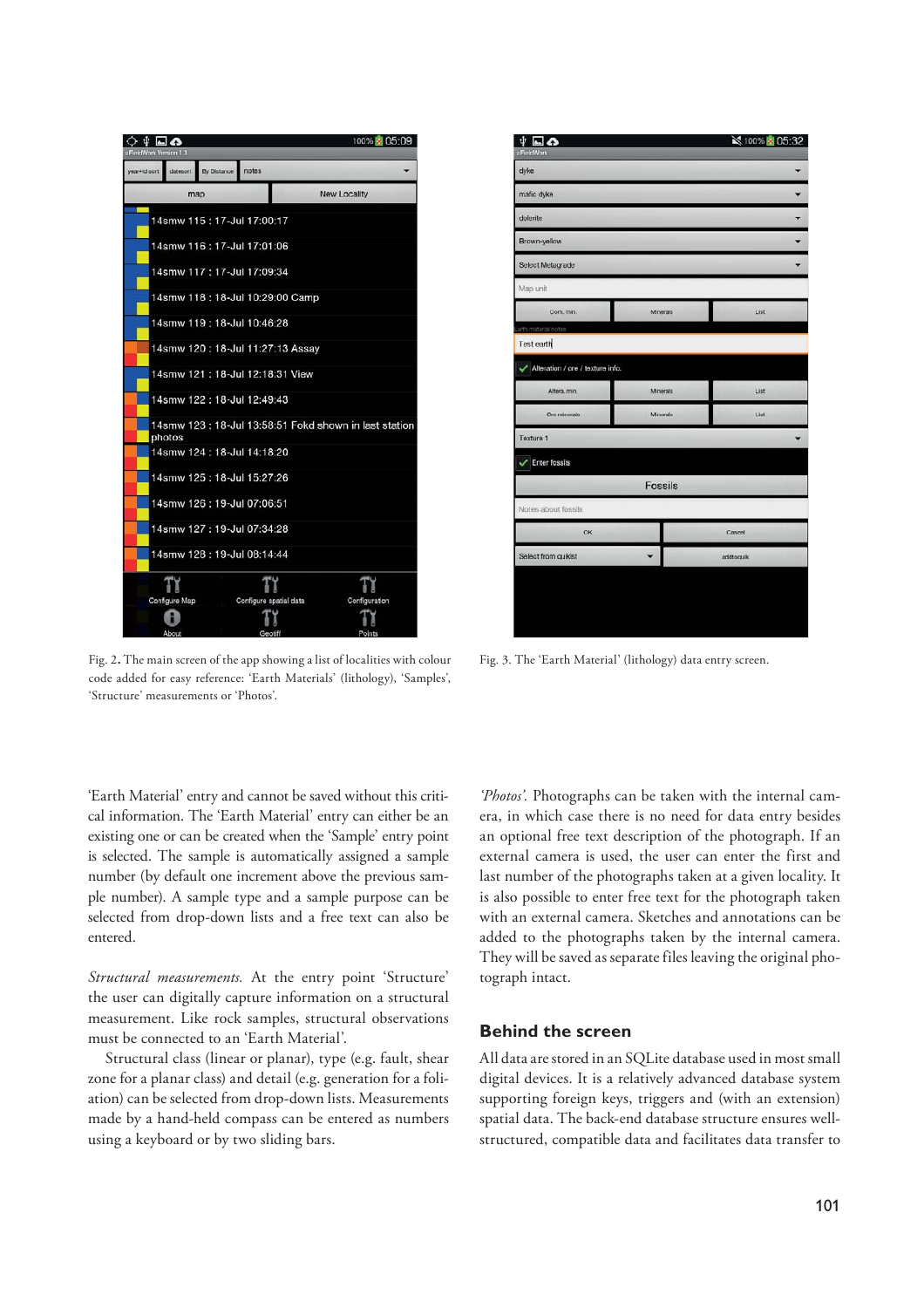Fig. 2. The main screen of the app showing a list of localities with colour code added for easy reference: 'Earth Materials' (lithology), 'Samples', 'Structure' measurements or 'Photos'.

Fig. 3. The 'Earth Material' (lithology) data entry screen.

'Earth Material' entry and cannot be saved without this critical information. The 'Earth Material' entry can either be an existing one or can be created when the 'Sample' entry point is selected. The sample is automatically assigned a sample number (by default one increment above the previous sample number). A sample type and a sample purpose can be selected from drop-down lists and a free text can also be entered.

*Structural measurements.* At the entry point 'Structure' the user can digitally capture information on a structural measurement. Like rock samples, structural observations must be connected to an 'Earth Material'.

Structural class (linear or planar), type (e.g. fault, shear zone for a planar class) and detail (e.g. generation for a foliation) can be selected from drop-down lists. Measurements made by a hand-held compass can be entered as numbers using a keyboard or by two sliding bars.

*'Photos'.* Photographs can be taken with the internal camera, in which case there is no need for data entry besides an optional free text description of the photograph. If an external camera is used, the user can enter the first and last number of the photographs taken at a given locality. It is also possible to enter free text for the photograph taken with an external camera. Sketches and annotations can be added to the photographs taken by the internal camera. They will be saved as separate files leaving the original photograph intact.

## Behind the screen

All data are stored in an SQLite database used in most small digital devices. It is a relatively advanced database system supporting foreign keys, triggers and (with an extension) spatial data. The back-end database structure ensures well-structured, compatible data and facilitates data transfer to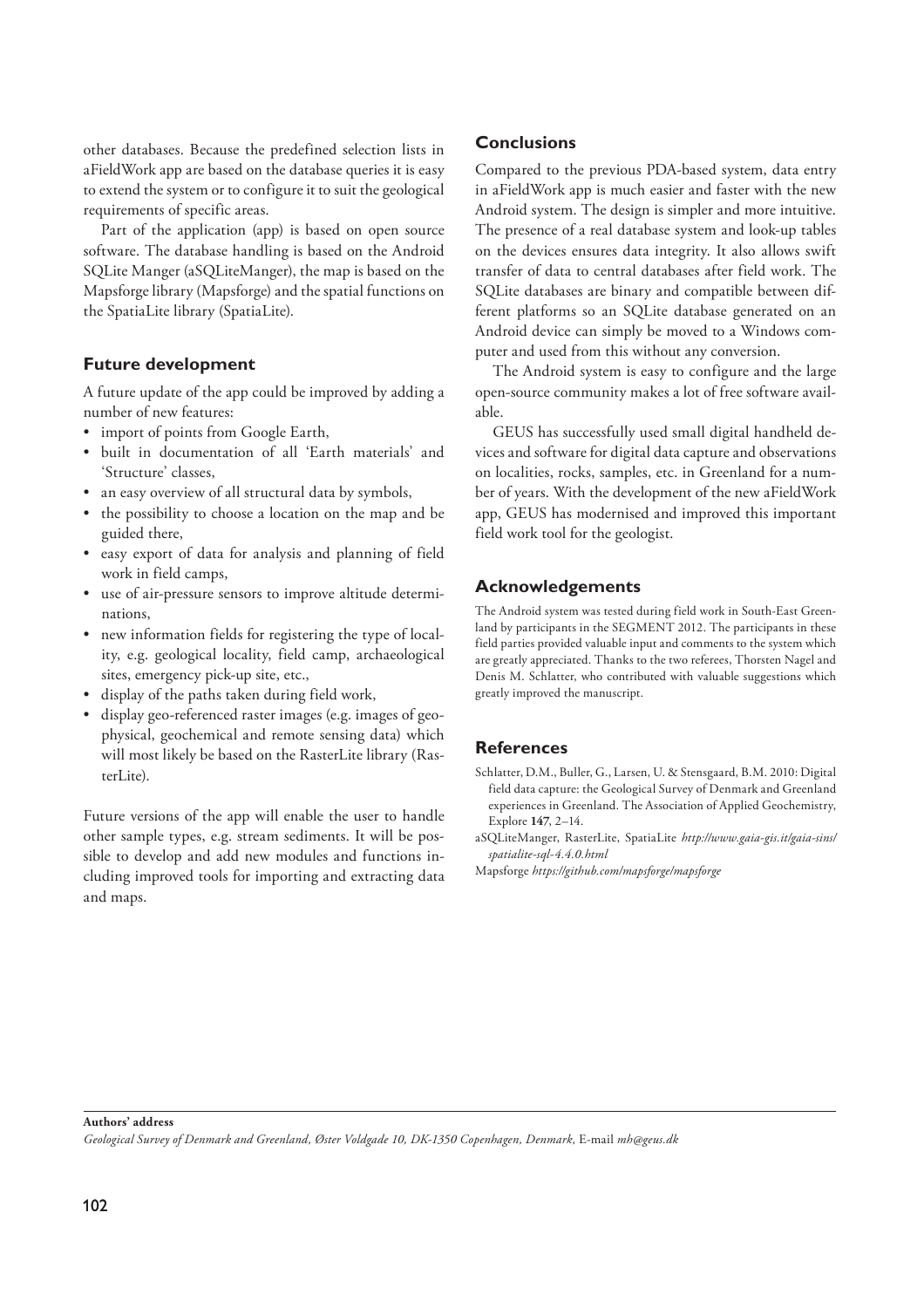other databases. Because the predefined selection lists in aFieldWork app are based on the database queries it is easy to extend the system or to configure it to suit the geological requirements of specific areas.

Part of the application (app) is based on open source software. The database handling is based on the Android SQLite Manger (aSQLiteManger), the map is based on the Mapsforge library (Mapsforge) and the spatial functions on the SpatiaLite library (SpatiaLite).

## Future development

A future update of the app could be improved by adding a number of new features:

- import of points from Google Earth,
- built in documentation of all 'Earth materials' and 'Structure' classes,
- an easy overview of all structural data by symbols,
- the possibility to choose a location on the map and be guided there,
- easy export of data for analysis and planning of field work in field camps,
- use of air-pressure sensors to improve altitude determinations,
- new information fields for registering the type of locality, e.g. geological locality, field camp, archaeological sites, emergency pick-up site, etc.,
- display of the paths taken during field work,
- display geo-referenced raster images (e.g. images of geophysical, geochemical and remote sensing data) which will most likely be based on the RasterLite library (RasterLite).

Future versions of the app will enable the user to handle other sample types, e.g. stream sediments. It will be possible to develop and add new modules and functions including improved tools for importing and extracting data and maps.

## Conclusions

Compared to the previous PDA-based system, data entry in aFieldWork app is much easier and faster with the new Android system. The design is simpler and more intuitive. The presence of a real database system and look-up tables on the devices ensures data integrity. It also allows swift transfer of data to central databases after field work. The SQLite databases are binary and compatible between different platforms so an SQLite database generated on an Android device can simply be moved to a Windows computer and used from this without any conversion.

The Android system is easy to configure and the large open-source community makes a lot of free software available.

GEUS has successfully used small digital handheld devices and software for digital data capture and observations on localities, rocks, samples, etc. in Greenland for a number of years. With the development of the new aFieldWork app, GEUS has modernised and improved this important field work tool for the geologist.

## Acknowledgements

The Android system was tested during field work in South-East Greenland by participants in the SEGMENT 2012. The participants in these field parties provided valuable input and comments to the system which are greatly appreciated. Thanks to the two referees, Thorsten Nagel and Denis M. Schlatter, who contributed with valuable suggestions which greatly improved the manuscript.

## References

Schlatter, D.M., Buller, G., Larsen, U. & Stensgaard, B.M. 2010: Digital field data capture: the Geological Survey of Denmark and Greenland experiences in Greenland. The Association of Applied Geochemistry, Explore **147**, 2–14.

aSQLiteManger, RasterLite, SpatiaLite *http://www.gaia-gis.it/gaia-sins/spatialite-sql-4.4.0.html*

Mapsforge *https://github.com/mapsforge/mapsforge*

**Authors' address**

*Geological Survey of Denmark and Greenland, Øster Voldgade 10, DK-1350 Copenhagen, Denmark,* E-mail *mh@geus.dk*